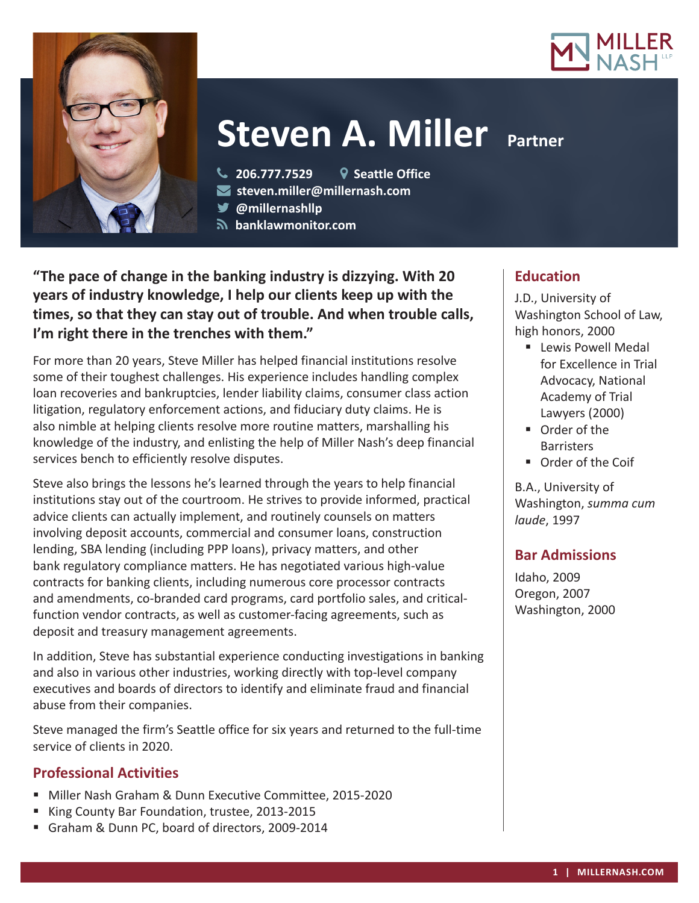MILLER NASH LLP

# Steven A. Miller Partner

206.777.7529 Seattle Office
steven.miller@millernash.com
@millernashllp
banklawmonitor.com

**"The pace of change in the banking industry is dizzying. With 20 years of industry knowledge, I help our clients keep up with the times, so that they can stay out of trouble. And when trouble calls, I'm right there in the trenches with them."**

For more than 20 years, Steve Miller has helped financial institutions resolve some of their toughest challenges. His experience includes handling complex loan recoveries and bankruptcies, lender liability claims, consumer class action litigation, regulatory enforcement actions, and fiduciary duty claims. He is also nimble at helping clients resolve more routine matters, marshalling his knowledge of the industry, and enlisting the help of Miller Nash's deep financial services bench to efficiently resolve disputes.

Steve also brings the lessons he's learned through the years to help financial institutions stay out of the courtroom. He strives to provide informed, practical advice clients can actually implement, and routinely counsels on matters involving deposit accounts, commercial and consumer loans, construction lending, SBA lending (including PPP loans), privacy matters, and other bank regulatory compliance matters. He has negotiated various high-value contracts for banking clients, including numerous core processor contracts and amendments, co-branded card programs, card portfolio sales, and critical-function vendor contracts, as well as customer-facing agreements, such as deposit and treasury management agreements.

In addition, Steve has substantial experience conducting investigations in banking and also in various other industries, working directly with top-level company executives and boards of directors to identify and eliminate fraud and financial abuse from their companies.

Steve managed the firm's Seattle office for six years and returned to the full-time service of clients in 2020.

## Professional Activities

- Miller Nash Graham & Dunn Executive Committee, 2015-2020
- King County Bar Foundation, trustee, 2013-2015
- Graham & Dunn PC, board of directors, 2009-2014

## Education

J.D., University of Washington School of Law, high honors, 2000

- Lewis Powell Medal for Excellence in Trial Advocacy, National Academy of Trial Lawyers (2000)
- Order of the Barristers
- Order of the Coif

B.A., University of Washington, *summa cum laude*, 1997

## Bar Admissions

Idaho, 2009
Oregon, 2007
Washington, 2000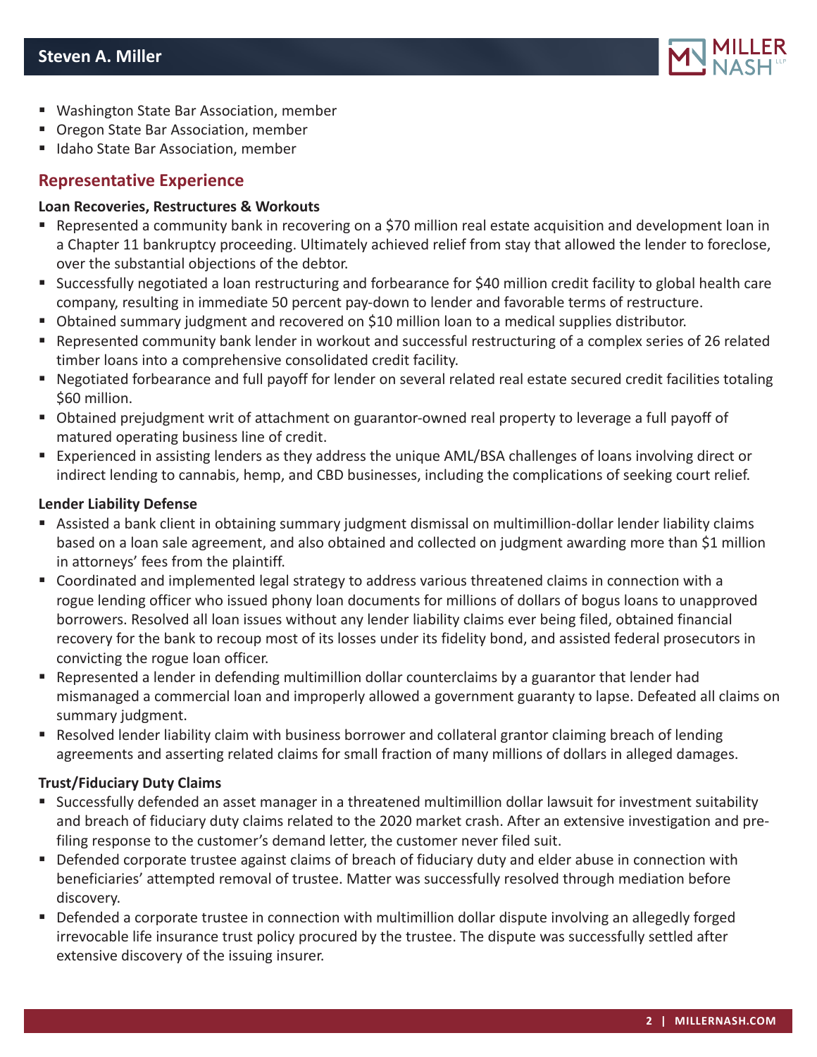- Washington State Bar Association, member
- Oregon State Bar Association, member
- Idaho State Bar Association, member

## Representative Experience

**Loan Recoveries, Restructures & Workouts**

- Represented a community bank in recovering on a $70 million real estate acquisition and development loan in a Chapter 11 bankruptcy proceeding. Ultimately achieved relief from stay that allowed the lender to foreclose, over the substantial objections of the debtor.
- Successfully negotiated a loan restructuring and forbearance for $40 million credit facility to global health care company, resulting in immediate 50 percent pay-down to lender and favorable terms of restructure.
- Obtained summary judgment and recovered on $10 million loan to a medical supplies distributor.
- Represented community bank lender in workout and successful restructuring of a complex series of 26 related timber loans into a comprehensive consolidated credit facility.
- Negotiated forbearance and full payoff for lender on several related real estate secured credit facilities totaling $60 million.
- Obtained prejudgment writ of attachment on guarantor-owned real property to leverage a full payoff of matured operating business line of credit.
- Experienced in assisting lenders as they address the unique AML/BSA challenges of loans involving direct or indirect lending to cannabis, hemp, and CBD businesses, including the complications of seeking court relief.

**Lender Liability Defense**

- Assisted a bank client in obtaining summary judgment dismissal on multimillion-dollar lender liability claims based on a loan sale agreement, and also obtained and collected on judgment awarding more than $1 million in attorneys' fees from the plaintiff.
- Coordinated and implemented legal strategy to address various threatened claims in connection with a rogue lending officer who issued phony loan documents for millions of dollars of bogus loans to unapproved borrowers. Resolved all loan issues without any lender liability claims ever being filed, obtained financial recovery for the bank to recoup most of its losses under its fidelity bond, and assisted federal prosecutors in convicting the rogue loan officer.
- Represented a lender in defending multimillion dollar counterclaims by a guarantor that lender had mismanaged a commercial loan and improperly allowed a government guaranty to lapse. Defeated all claims on summary judgment.
- Resolved lender liability claim with business borrower and collateral grantor claiming breach of lending agreements and asserting related claims for small fraction of many millions of dollars in alleged damages.

**Trust/Fiduciary Duty Claims**

- Successfully defended an asset manager in a threatened multimillion dollar lawsuit for investment suitability and breach of fiduciary duty claims related to the 2020 market crash. After an extensive investigation and pre-filing response to the customer's demand letter, the customer never filed suit.
- Defended corporate trustee against claims of breach of fiduciary duty and elder abuse in connection with beneficiaries' attempted removal of trustee. Matter was successfully resolved through mediation before discovery.
- Defended a corporate trustee in connection with multimillion dollar dispute involving an allegedly forged irrevocable life insurance trust policy procured by the trustee. The dispute was successfully settled after extensive discovery of the issuing insurer.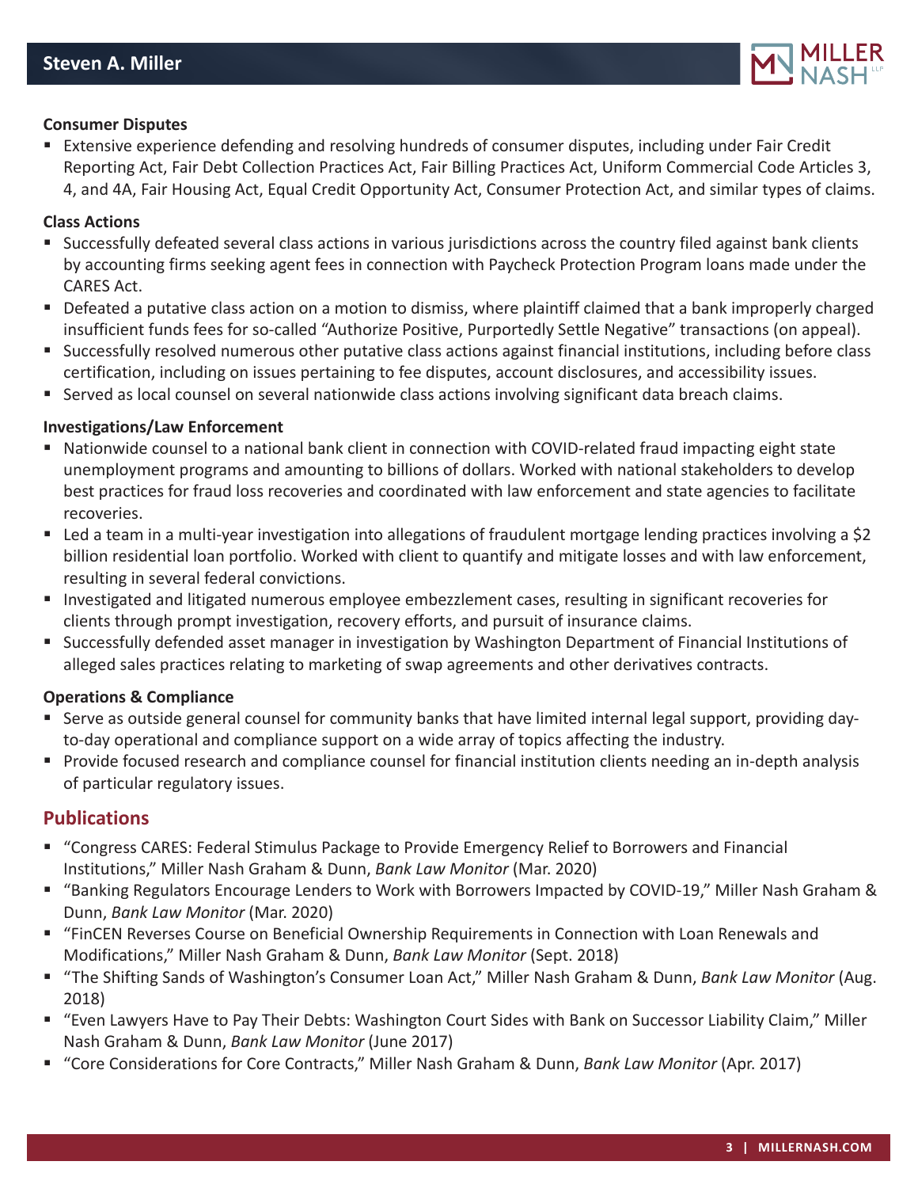**Consumer Disputes**

- Extensive experience defending and resolving hundreds of consumer disputes, including under Fair Credit Reporting Act, Fair Debt Collection Practices Act, Fair Billing Practices Act, Uniform Commercial Code Articles 3, 4, and 4A, Fair Housing Act, Equal Credit Opportunity Act, Consumer Protection Act, and similar types of claims.

**Class Actions**

- Successfully defeated several class actions in various jurisdictions across the country filed against bank clients by accounting firms seeking agent fees in connection with Paycheck Protection Program loans made under the CARES Act.
- Defeated a putative class action on a motion to dismiss, where plaintiff claimed that a bank improperly charged insufficient funds fees for so-called "Authorize Positive, Purportedly Settle Negative" transactions (on appeal).
- Successfully resolved numerous other putative class actions against financial institutions, including before class certification, including on issues pertaining to fee disputes, account disclosures, and accessibility issues.
- Served as local counsel on several nationwide class actions involving significant data breach claims.

**Investigations/Law Enforcement**

- Nationwide counsel to a national bank client in connection with COVID-related fraud impacting eight state unemployment programs and amounting to billions of dollars. Worked with national stakeholders to develop best practices for fraud loss recoveries and coordinated with law enforcement and state agencies to facilitate recoveries.
- Led a team in a multi-year investigation into allegations of fraudulent mortgage lending practices involving a $2 billion residential loan portfolio. Worked with client to quantify and mitigate losses and with law enforcement, resulting in several federal convictions.
- Investigated and litigated numerous employee embezzlement cases, resulting in significant recoveries for clients through prompt investigation, recovery efforts, and pursuit of insurance claims.
- Successfully defended asset manager in investigation by Washington Department of Financial Institutions of alleged sales practices relating to marketing of swap agreements and other derivatives contracts.

**Operations & Compliance**

- Serve as outside general counsel for community banks that have limited internal legal support, providing day-to-day operational and compliance support on a wide array of topics affecting the industry.
- Provide focused research and compliance counsel for financial institution clients needing an in-depth analysis of particular regulatory issues.

## Publications

- "Congress CARES: Federal Stimulus Package to Provide Emergency Relief to Borrowers and Financial Institutions," Miller Nash Graham & Dunn, *Bank Law Monitor* (Mar. 2020)
- "Banking Regulators Encourage Lenders to Work with Borrowers Impacted by COVID-19," Miller Nash Graham & Dunn, *Bank Law Monitor* (Mar. 2020)
- "FinCEN Reverses Course on Beneficial Ownership Requirements in Connection with Loan Renewals and Modifications," Miller Nash Graham & Dunn, *Bank Law Monitor* (Sept. 2018)
- "The Shifting Sands of Washington's Consumer Loan Act," Miller Nash Graham & Dunn, *Bank Law Monitor* (Aug. 2018)
- "Even Lawyers Have to Pay Their Debts: Washington Court Sides with Bank on Successor Liability Claim," Miller Nash Graham & Dunn, *Bank Law Monitor* (June 2017)
- "Core Considerations for Core Contracts," Miller Nash Graham & Dunn, *Bank Law Monitor* (Apr. 2017)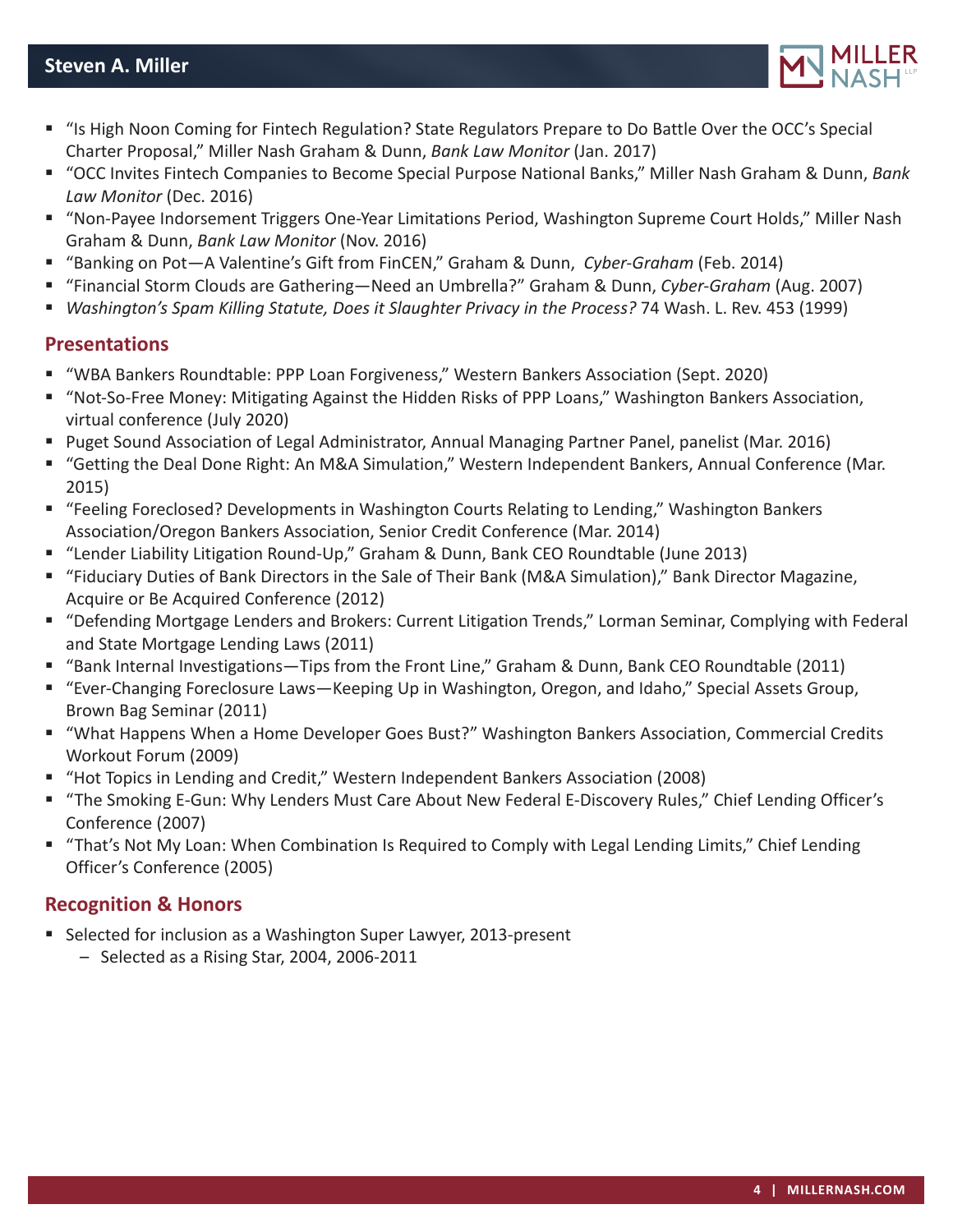- "Is High Noon Coming for Fintech Regulation? State Regulators Prepare to Do Battle Over the OCC's Special Charter Proposal," Miller Nash Graham & Dunn, *Bank Law Monitor* (Jan. 2017)
- "OCC Invites Fintech Companies to Become Special Purpose National Banks," Miller Nash Graham & Dunn, *Bank Law Monitor* (Dec. 2016)
- "Non-Payee Indorsement Triggers One-Year Limitations Period, Washington Supreme Court Holds," Miller Nash Graham & Dunn, *Bank Law Monitor* (Nov. 2016)
- "Banking on Pot—A Valentine's Gift from FinCEN," Graham & Dunn, *Cyber-Graham* (Feb. 2014)
- "Financial Storm Clouds are Gathering—Need an Umbrella?" Graham & Dunn, *Cyber-Graham* (Aug. 2007)
- *Washington's Spam Killing Statute, Does it Slaughter Privacy in the Process?* 74 Wash. L. Rev. 453 (1999)

## Presentations

- "WBA Bankers Roundtable: PPP Loan Forgiveness," Western Bankers Association (Sept. 2020)
- "Not-So-Free Money: Mitigating Against the Hidden Risks of PPP Loans," Washington Bankers Association, virtual conference (July 2020)
- Puget Sound Association of Legal Administrator, Annual Managing Partner Panel, panelist (Mar. 2016)
- "Getting the Deal Done Right: An M&A Simulation," Western Independent Bankers, Annual Conference (Mar. 2015)
- "Feeling Foreclosed? Developments in Washington Courts Relating to Lending," Washington Bankers Association/Oregon Bankers Association, Senior Credit Conference (Mar. 2014)
- "Lender Liability Litigation Round-Up," Graham & Dunn, Bank CEO Roundtable (June 2013)
- "Fiduciary Duties of Bank Directors in the Sale of Their Bank (M&A Simulation)," Bank Director Magazine, Acquire or Be Acquired Conference (2012)
- "Defending Mortgage Lenders and Brokers: Current Litigation Trends," Lorman Seminar, Complying with Federal and State Mortgage Lending Laws (2011)
- "Bank Internal Investigations—Tips from the Front Line," Graham & Dunn, Bank CEO Roundtable (2011)
- "Ever-Changing Foreclosure Laws—Keeping Up in Washington, Oregon, and Idaho," Special Assets Group, Brown Bag Seminar (2011)
- "What Happens When a Home Developer Goes Bust?" Washington Bankers Association, Commercial Credits Workout Forum (2009)
- "Hot Topics in Lending and Credit," Western Independent Bankers Association (2008)
- "The Smoking E-Gun: Why Lenders Must Care About New Federal E-Discovery Rules," Chief Lending Officer's Conference (2007)
- "That's Not My Loan: When Combination Is Required to Comply with Legal Lending Limits," Chief Lending Officer's Conference (2005)

## Recognition & Honors

- Selected for inclusion as a Washington Super Lawyer, 2013-present
  - Selected as a Rising Star, 2004, 2006-2011